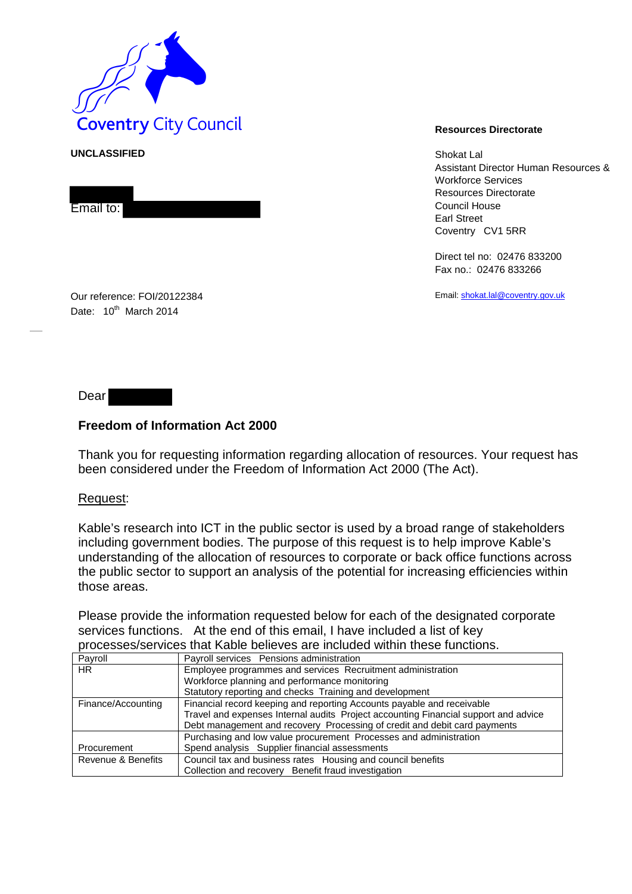Coventry City Council

**Resources Directorate**

**UNCLASSIFIED**

Shokat Lal
Assistant Director Human Resources & Workforce Services
Resources Directorate
Council House
Earl Street
Coventry CV1 5RR

Email to:

Direct tel no: 02476 833200
Fax no.: 02476 833266

Email: shokat.lal@coventry.gov.uk

Our reference: FOI/20122384
Date: 10th March 2014

Dear

**Freedom of Information Act 2000**

Thank you for requesting information regarding allocation of resources. Your request has been considered under the Freedom of Information Act 2000 (The Act).

Request:

Kable's research into ICT in the public sector is used by a broad range of stakeholders including government bodies. The purpose of this request is to help improve Kable's understanding of the allocation of resources to corporate or back office functions across the public sector to support an analysis of the potential for increasing efficiencies within those areas.

Please provide the information requested below for each of the designated corporate services functions. At the end of this email, I have included a list of key processes/services that Kable believes are included within these functions.

| | |
|---|---|
| Payroll | Payroll services Pensions administration |
| HR | Employee programmes and services Recruitment administration Workforce planning and performance monitoring Statutory reporting and checks Training and development |
| Finance/Accounting | Financial record keeping and reporting Accounts payable and receivable Travel and expenses Internal audits Project accounting Financial support and advice Debt management and recovery Processing of credit and debit card payments |
| Procurement | Purchasing and low value procurement Processes and administration Spend analysis Supplier financial assessments |
| Revenue & Benefits | Council tax and business rates Housing and council benefits Collection and recovery Benefit fraud investigation |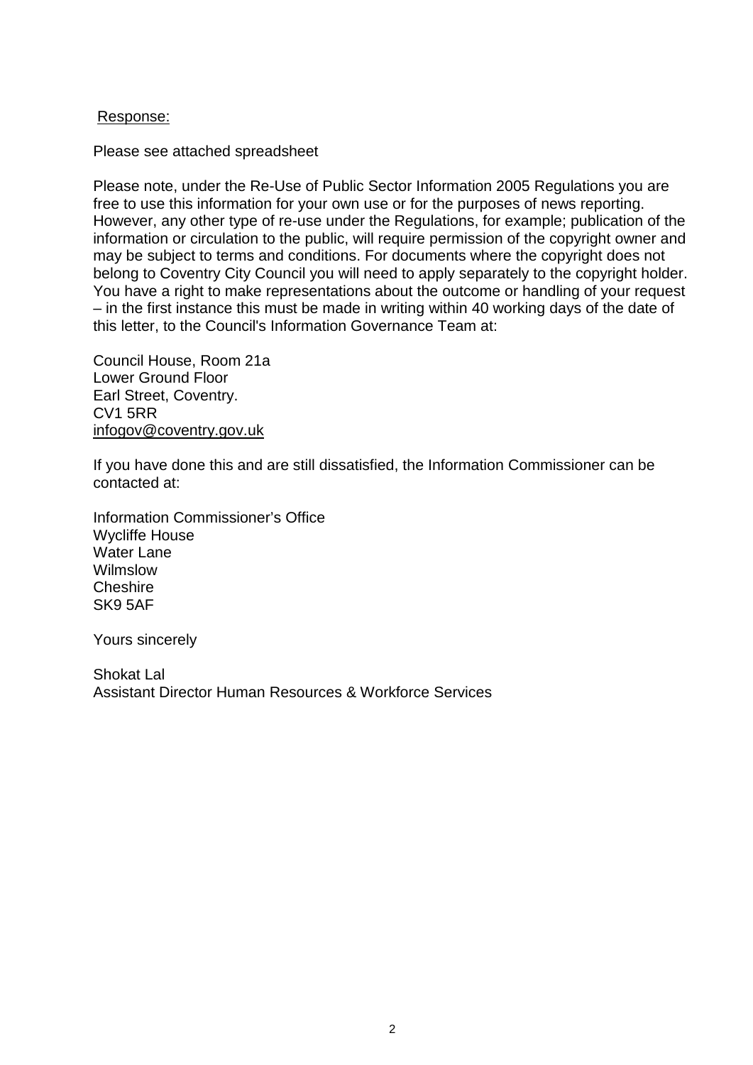Response:

Please see attached spreadsheet

Please note, under the Re-Use of Public Sector Information 2005 Regulations you are free to use this information for your own use or for the purposes of news reporting. However, any other type of re-use under the Regulations, for example; publication of the information or circulation to the public, will require permission of the copyright owner and may be subject to terms and conditions. For documents where the copyright does not belong to Coventry City Council you will need to apply separately to the copyright holder. You have a right to make representations about the outcome or handling of your request – in the first instance this must be made in writing within 40 working days of the date of this letter, to the Council's Information Governance Team at:

Council House, Room 21a  
Lower Ground Floor  
Earl Street, Coventry.  
CV1 5RR  
infogov@coventry.gov.uk

If you have done this and are still dissatisfied, the Information Commissioner can be contacted at:

Information Commissioner's Office  
Wycliffe House  
Water Lane  
Wilmslow  
Cheshire  
SK9 5AF

Yours sincerely

Shokat Lal  
Assistant Director Human Resources & Workforce Services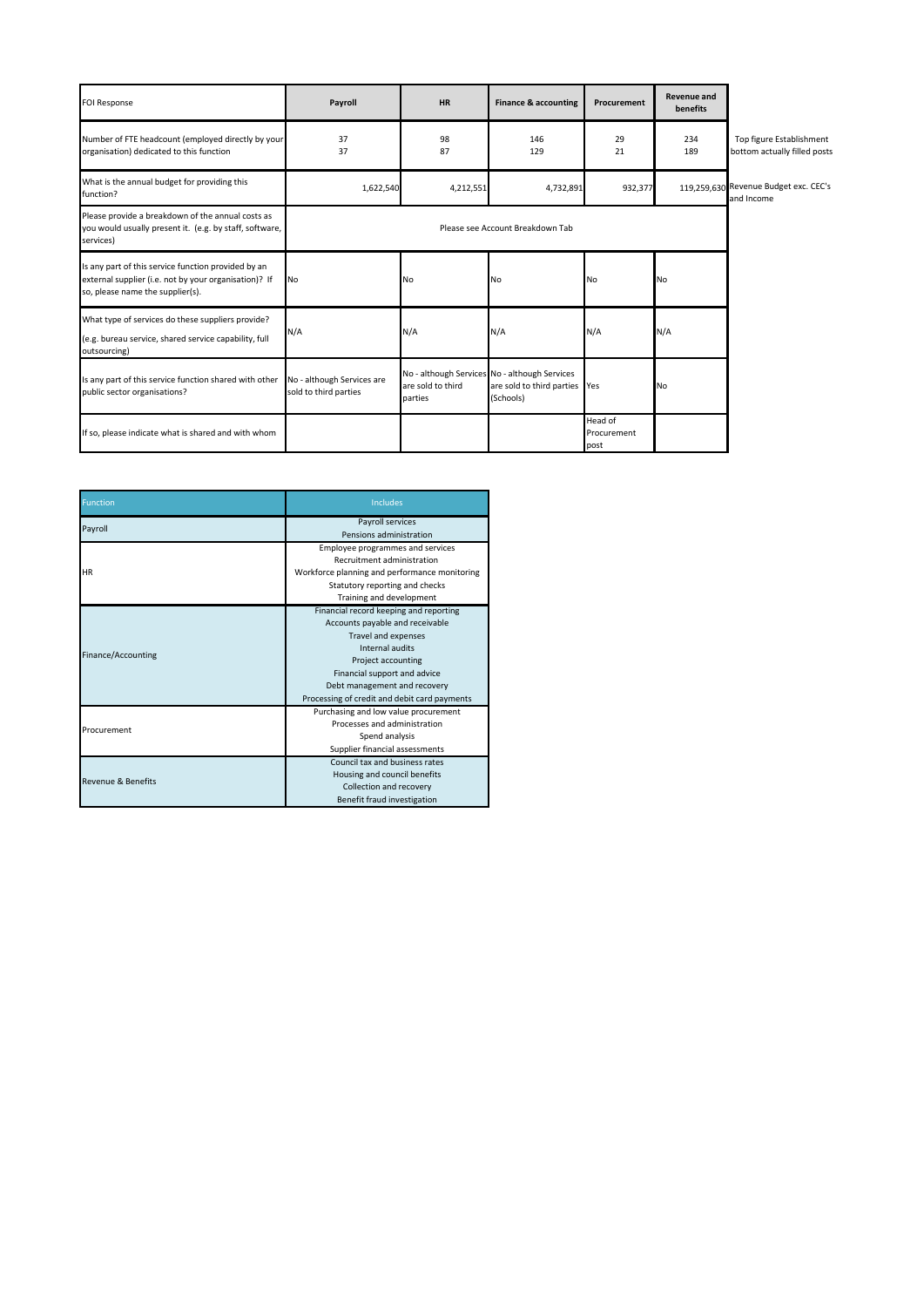| FOI Response | Payroll | HR | Finance & accounting | Procurement | Revenue and benefits | |
|---|---|---|---|---|---|---|
| Number of FTE headcount (employed directly by your organisation) dedicated to this function | 37<br>37 | 98<br>87 | 146<br>129 | 29<br>21 | 234<br>189 | Top figure Establishment<br>bottom actually filled posts |
| What is the annual budget for providing this function? | 1,622,540 | 4,212,551 | 4,732,891 | 932,377 | 119,259,630 | Revenue Budget exc. CEC's and Income |
| Please provide a breakdown of the annual costs as you would usually present it. (e.g. by staff, software, services) | Please see Account Breakdown Tab | | | | | |
| Is any part of this service function provided by an external supplier (i.e. not by your organisation)? If so, please name the supplier(s). | No | No | No | No | No | |
| What type of services do these suppliers provide? (e.g. bureau service, shared service capability, full outsourcing) | N/A | N/A | N/A | N/A | N/A | |
| Is any part of this service function shared with other public sector organisations? | No - although Services are sold to third parties | No - although Services are sold to third parties | No - although Services are sold to third parties (Schools) | Yes | No | |
| If so, please indicate what is shared and with whom | | | | Head of Procurement post | | |

| Function | Includes |
|---|---|
| Payroll | Payroll services<br>Pensions administration |
| HR | Employee programmes and services<br>Recruitment administration<br>Workforce planning and performance monitoring<br>Statutory reporting and checks<br>Training and development |
| Finance/Accounting | Financial record keeping and reporting<br>Accounts payable and receivable<br>Travel and expenses<br>Internal audits<br>Project accounting<br>Financial support and advice<br>Debt management and recovery<br>Processing of credit and debit card payments |
| Procurement | Purchasing and low value procurement<br>Processes and administration<br>Spend analysis<br>Supplier financial assessments |
| Revenue & Benefits | Council tax and business rates<br>Housing and council benefits<br>Collection and recovery<br>Benefit fraud investigation |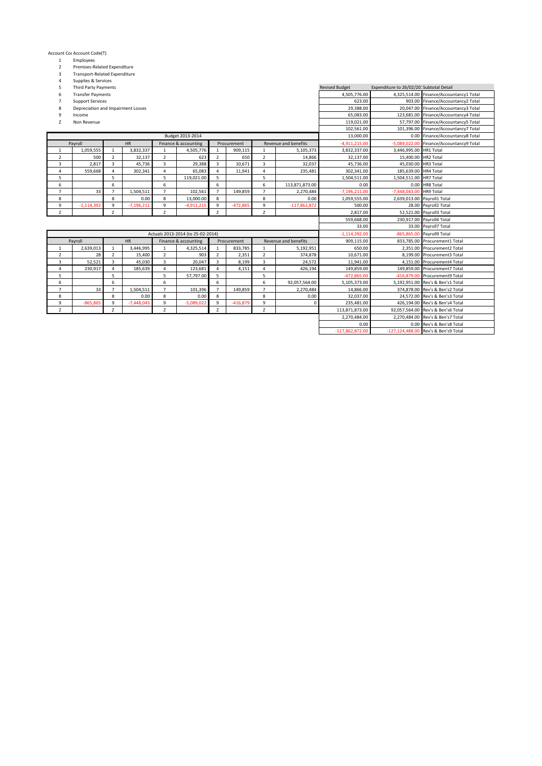| Account Code | Account Code(T) |
|---|---|
| 1 | Employees |
| 2 | Premises-Related Expenditure |
| 3 | Transport-Related Expenditure |
| 4 | Supplies & Services |
| 5 | Third Party Payments |
| 6 | Transfer Payments |
| 7 | Support Services |
| 8 | Depreciation and Impairment Losses |
| 9 | Income |
| Z | Non Revenue |

| Budget 2013-2014 | | | | | | | | | |
|---|---|---|---|---|---|---|---|---|---|
| Payroll | | HR | | Finance & accounting | | Procurement | | Revenue and benefits | |
| 1 | 1,059,555 | 1 | 3,832,337 | 1 | 4,505,776 | 1 | 909,115 | 1 | 5,105,373 |
| 2 | 500 | 2 | 32,137 | 2 | 623 | 2 | 650 | 2 | 14,866 |
| 3 | 2,817 | 3 | 45,736 | 3 | 29,388 | 3 | 10,671 | 3 | 32,037 |
| 4 | 559,668 | 4 | 302,341 | 4 | 65,083 | 4 | 11,941 | 4 | 235,481 |
| 5 | | 5 | | 5 | 119,021.00 | 5 | | 5 | |
| 6 | | 6 | | 6 | | 6 | | 6 | 113,871,873.00 |
| 7 | 33 | 7 | 1,504,511 | 7 | 102,561 | 7 | 149,859 | 7 | 2,270,484 |
| 8 | | 8 | 0.00 | 8 | 13,000.00 | 8 | | 8 | 0.00 |
| 9 | -1,114,392 | 9 | -7,196,211 | 9 | -4,911,215 | 9 | -472,865 | 9 | -117,862,872 |
| Z | | Z | | Z | | Z | | Z | |

| Actuals 2013-2014 (to 25-02-2014) | | | | | | | | | |
|---|---|---|---|---|---|---|---|---|---|
| Payroll | | HR | | Finance & accounting | | Procurement | | Revenue and benefits | |
| 1 | 2,639,013 | 1 | 3,446,995 | 1 | 4,325,514 | 1 | 833,785 | 1 | 5,192,951 |
| 2 | 28 | 2 | 15,400 | 2 | 903 | 2 | 2,351 | 2 | 374,878 |
| 3 | 52,521 | 3 | 45,030 | 3 | 20,047 | 3 | 8,199 | 3 | 24,572 |
| 4 | 230,917 | 4 | 185,639 | 4 | 123,681 | 4 | 4,151 | 4 | 426,194 |
| 5 | | 5 | | 5 | 57,797.00 | 5 | | 5 | |
| 6 | | 6 | | 6 | | 6 | | 6 | 92,057,564.00 |
| 7 | 33 | 7 | 1,504,511 | 7 | 101,396 | 7 | 149,859 | 7 | 2,270,484 |
| 8 | | 8 | 0.00 | 8 | 0.00 | 8 | | 8 | 0.00 |
| 9 | -865,865 | 9 | -7,448,043 | 9 | -5,089,022 | 9 | -416,879 | 9 | 0 |
| Z | | Z | | Z | | Z | | Z | |

| Revised Budget | Expenditure to 26/02/20 | Subtotal Detail |
|---|---|---|
| 4,505,776.00 | 4,325,514.00 | Finance/Accountancy1 Total |
| 623.00 | 903.00 | Finance/Accountancy2 Total |
| 29,388.00 | 20,047.00 | Finance/Accountancy3 Total |
| 65,083.00 | 123,681.00 | Finance/Accountancy4 Total |
| 119,021.00 | 57,797.00 | Finance/Accountancy5 Total |
| 102,561.00 | 101,396.00 | Finance/Accountancy7 Total |
| 13,000.00 | 0.00 | Finance/Accountancy8 Total |
| -4,911,215.00 | -5,089,022.00 | Finance/Accountancy9 Total |
| 3,832,337.00 | 3,446,995.00 | HR1 Total |
| 32,137.00 | 15,400.00 | HR2 Total |
| 45,736.00 | 45,030.00 | HR3 Total |
| 302,341.00 | 185,639.00 | HR4 Total |
| 1,504,511.00 | 1,504,511.00 | HR7 Total |
| 0.00 | 0.00 | HR8 Total |
| -7,196,211.00 | -7,448,043.00 | HR9 Total |
| 1,059,555.00 | 2,639,013.00 | Payroll1 Total |
| 500.00 | 28.00 | Payroll2 Total |
| 2,817.00 | 52,521.00 | Payroll3 Total |
| 559,668.00 | 230,917.00 | Payroll4 Total |
| 33.00 | 33.00 | Payroll7 Total |
| -1,114,392.00 | -865,865.00 | Payroll9 Total |
| 909,115.00 | 833,785.00 | Procurement1 Total |
| 650.00 | 2,351.00 | Procurement2 Total |
| 10,671.00 | 8,199.00 | Procurement3 Total |
| 11,941.00 | 4,151.00 | Procurement4 Total |
| 149,859.00 | 149,859.00 | Procurement7 Total |
| -472,865.00 | -416,879.00 | Procurement9 Total |
| 5,105,373.00 | 5,192,951.00 | Rev's & Ben's1 Total |
| 14,866.00 | 374,878.00 | Rev's & Ben's2 Total |
| 32,037.00 | 24,572.00 | Rev's & Ben's3 Total |
| 235,481.00 | 426,194.00 | Rev's & Ben's4 Total |
| 113,871,873.00 | 92,057,564.00 | Rev's & Ben's6 Total |
| 2,270,484.00 | 2,270,484.00 | Rev's & Ben's7 Total |
| 0.00 | 0.00 | Rev's & Ben's8 Total |
| -117,862,872.00 | -127,124,488.00 | Rev's & Ben's9 Total |